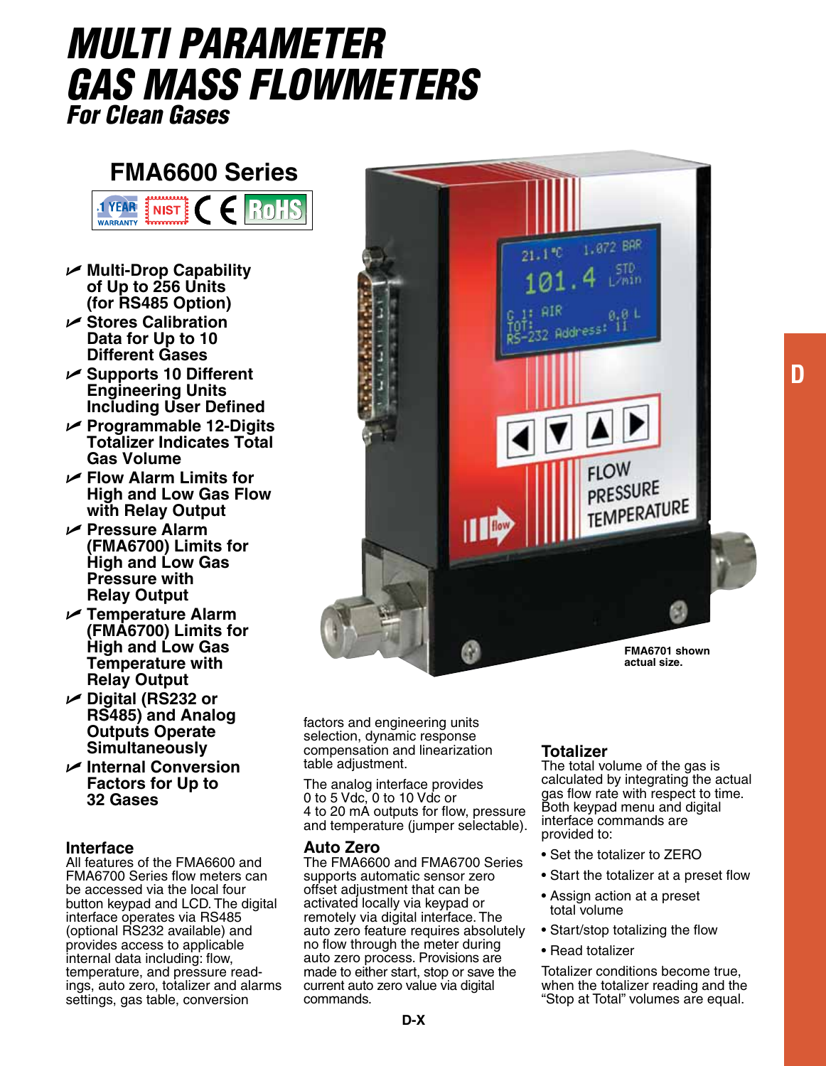# MULTI PARAMETER GAS MASS FLOWMETERS

## For Clean Gases

## FMA6600 Series

- Multi-Drop Capability of Up to 256 Units (for RS485 Option)
- Stores Calibration Data for Up to 10 Different Gases
- Supports 10 Different Engineering Units Including User Defined
- Programmable 12-Digits Totalizer Indicates Total Gas Volume
- Flow Alarm Limits for High and Low Gas Flow with Relay Output
- Pressure Alarm (FMA6700) Limits for High and Low Gas Pressure with Relay Output
- Temperature Alarm (FMA6700) Limits for High and Low Gas Temperature with Relay Output
- Digital (RS232 or RS485) and Analog Outputs Operate Simultaneously
- Internal Conversion Factors for Up to 32 Gases

FMA6701 shown actual size.

### Interface

All features of the FMA6600 and FMA6700 Series flow meters can be accessed via the local four button keypad and LCD. The digital interface operates via RS485 (optional RS232 available) and provides access to applicable internal data including: flow, temperature, and pressure readings, auto zero, totalizer and alarms settings, gas table, conversion factors and engineering units selection, dynamic response compensation and linearization table adjustment.

The analog interface provides 0 to 5 Vdc, 0 to 10 Vdc or 4 to 20 mA outputs for flow, pressure and temperature (jumper selectable).

### Auto Zero

The FMA6600 and FMA6700 Series supports automatic sensor zero offset adjustment that can be activated locally via keypad or remotely via digital interface. The auto zero feature requires absolutely no flow through the meter during auto zero process. Provisions are made to either start, stop or save the current auto zero value via digital commands.

### Totalizer

The total volume of the gas is calculated by integrating the actual gas flow rate with respect to time. Both keypad menu and digital interface commands are provided to:

- Set the totalizer to ZERO
- Start the totalizer at a preset flow
- Assign action at a preset total volume
- Start/stop totalizing the flow
- Read totalizer

Totalizer conditions become true, when the totalizer reading and the "Stop at Total" volumes are equal.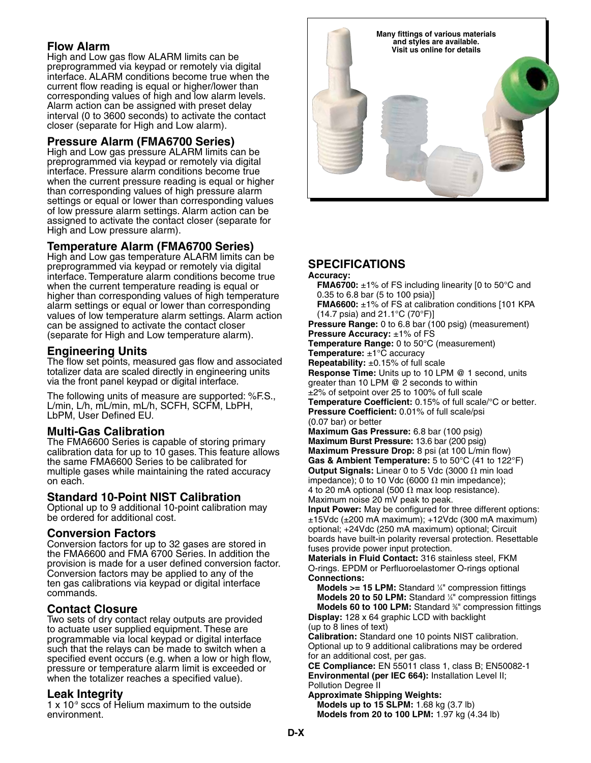## Flow Alarm

High and Low gas flow ALARM limits can be preprogrammed via keypad or remotely via digital interface. ALARM conditions become true when the current flow reading is equal or higher/lower than corresponding values of high and low alarm levels. Alarm action can be assigned with preset delay interval (0 to 3600 seconds) to activate the contact closer (separate for High and Low alarm).

## Pressure Alarm (FMA6700 Series)

High and Low gas pressure ALARM limits can be preprogrammed via keypad or remotely via digital interface. Pressure alarm conditions become true when the current pressure reading is equal or higher than corresponding values of high pressure alarm settings or equal or lower than corresponding values of low pressure alarm settings. Alarm action can be assigned to activate the contact closer (separate for High and Low pressure alarm).

## Temperature Alarm (FMA6700 Series)

High and Low gas temperature ALARM limits can be preprogrammed via keypad or remotely via digital interface. Temperature alarm conditions become true when the current temperature reading is equal or higher than corresponding values of high temperature alarm settings or equal or lower than corresponding values of low temperature alarm settings. Alarm action can be assigned to activate the contact closer (separate for High and Low temperature alarm).

## Engineering Units

The flow set points, measured gas flow and associated totalizer data are scaled directly in engineering units via the front panel keypad or digital interface.

The following units of measure are supported: %F.S., L/min, L/h, mL/min, mL/h, SCFH, SCFM, LbPH, LbPM, User Defined EU.

## Multi-Gas Calibration

The FMA6600 Series is capable of storing primary calibration data for up to 10 gases. This feature allows the same FMA6600 Series to be calibrated for multiple gases while maintaining the rated accuracy on each.

## Standard 10-Point NIST Calibration

Optional up to 9 additional 10-point calibration may be ordered for additional cost.

## Conversion Factors

Conversion factors for up to 32 gases are stored in the FMA6600 and FMA 6700 Series. In addition the provision is made for a user defined conversion factor. Conversion factors may be applied to any of the ten gas calibrations via keypad or digital interface commands.

## Contact Closure

Two sets of dry contact relay outputs are provided to actuate user supplied equipment. These are programmable via local keypad or digital interface such that the relays can be made to switch when a specified event occurs (e.g. when a low or high flow, pressure or temperature alarm limit is exceeded or when the totalizer reaches a specified value).

## Leak Integrity

1 x 10[-9] sccs of Helium maximum to the outside environment.

**Many fittings of various materials and styles are available. Visit us online for details**

## SPECIFICATIONS

**Accuracy:**
**FMA6700:** ±1% of FS including linearity [0 to 50°C and 0.35 to 6.8 bar (5 to 100 psia)]
**FMA6600:** ±1% of FS at calibration conditions [101 KPA (14.7 psia) and 21.1°C (70°F)]

**Pressure Range:** 0 to 6.8 bar (100 psig) (measurement)

**Pressure Accuracy:** ±1% of FS

**Temperature Range:** 0 to 50°C (measurement)

**Temperature:** ±1°C accuracy

**Repeatability:** ±0.15% of full scale

**Response Time:** Units up to 10 LPM @ 1 second, units greater than 10 LPM @ 2 seconds to within ±2% of setpoint over 25 to 100% of full scale

**Temperature Coefficient:** 0.15% of full scale/°C or better.

**Pressure Coefficient:** 0.01% of full scale/psi (0.07 bar) or better

**Maximum Gas Pressure:** 6.8 bar (100 psig)

**Maximum Burst Pressure:** 13.6 bar (200 psig)

**Maximum Pressure Drop:** 8 psi (at 100 L/min flow)

**Gas & Ambient Temperature:** 5 to 50°C (41 to 122°F)

**Output Signals:** Linear 0 to 5 Vdc (3000 Ω min load impedance); 0 to 10 Vdc (6000 Ω min impedance); 4 to 20 mA optional (500 Ω max loop resistance). Maximum noise 20 mV peak to peak.

**Input Power:** May be configured for three different options: ±15Vdc (±200 mA maximum); +12Vdc (300 mA maximum) optional; +24Vdc (250 mA maximum) optional; Circuit boards have built-in polarity reversal protection. Resettable fuses provide power input protection.

**Materials in Fluid Contact:** 316 stainless steel, FKM O-rings. EPDM or Perfluoroelastomer O-rings optional

**Connections:**
**Models >= 15 LPM:** Standard ¼" compression fittings
**Models 20 to 50 LPM:** Standard ¼" compression fittings
**Models 60 to 100 LPM:** Standard ⅜" compression fittings

**Display:** 128 x 64 graphic LCD with backlight (up to 8 lines of text)

**Calibration:** Standard one 10 points NIST calibration. Optional up to 9 additional calibrations may be ordered for an additional cost, per gas.

**CE Compliance:** EN 55011 class 1, class B; EN50082-1

**Environmental (per IEC 664):** Installation Level II; Pollution Degree II

**Approximate Shipping Weights:**
**Models up to 15 SLPM:** 1.68 kg (3.7 lb)
**Models from 20 to 100 LPM:** 1.97 kg (4.34 lb)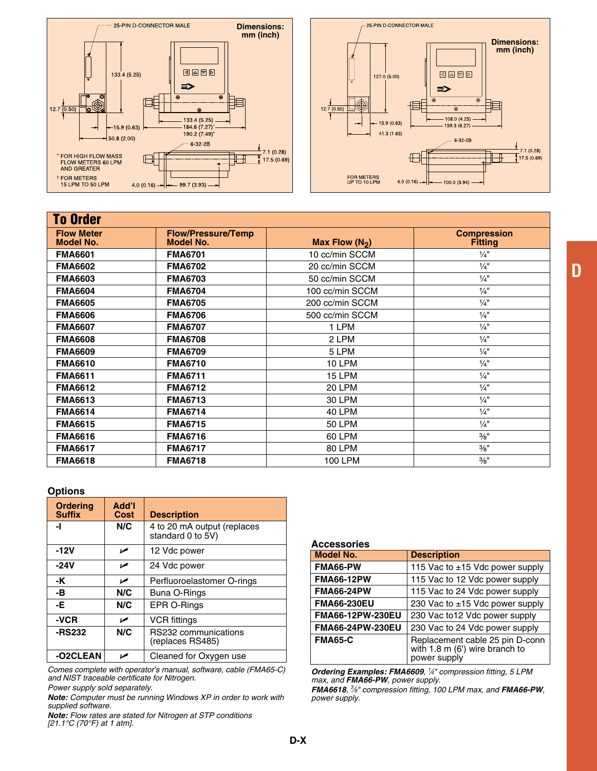25-PIN D-CONNECTOR MALE

Dimensions: mm (inch)

133.4 (5.25)

12.7 (0.50)

15.9 (0.63)

50.8 (2.00)

133.4 (5.25)

184.6 (7.27)†

190.2 (7.49)*

6-32-2B

7.1 (0.28)

17.5 (0.69)

* FOR HIGH FLOW MASS FLOW METERS 60 LPM AND GREATER

† FOR METERS 15 LPM TO 50 LPM

4.0 (0.16)

99.7 (3.93)

25-PIN D-CONNECTOR MALE

Dimensions: mm (inch)

127.0 (5.00)

12.7 (0.50)

15.9 (0.63)

41.3 (1.63)

108.0 (4.25)

159.3 (6.27)

6-32-2B

7.1 (0.28)

17.5 (0.69)

FOR METERS UP TO 10 LPM

4.0 (0.16)

100.0 (3.94)

## To Order

| Flow Meter Model No. | Flow/Pressure/Temp Model No. | Max Flow ($N_2$) | Compression Fitting |
|---|---|---|---|
| **FMA6601** | **FMA6701** | 10 cc/min SCCM | ¼" |
| **FMA6602** | **FMA6702** | 20 cc/min SCCM | ¼" |
| **FMA6603** | **FMA6703** | 50 cc/min SCCM | ¼" |
| **FMA6604** | **FMA6704** | 100 cc/min SCCM | ¼" |
| **FMA6605** | **FMA6705** | 200 cc/min SCCM | ¼" |
| **FMA6606** | **FMA6706** | 500 cc/min SCCM | ¼" |
| **FMA6607** | **FMA6707** | 1 LPM | ¼" |
| **FMA6608** | **FMA6708** | 2 LPM | ¼" |
| **FMA6609** | **FMA6709** | 5 LPM | ¼" |
| **FMA6610** | **FMA6710** | 10 LPM | ¼" |
| **FMA6611** | **FMA6711** | 15 LPM | ¼" |
| **FMA6612** | **FMA6712** | 20 LPM | ¼" |
| **FMA6613** | **FMA6713** | 30 LPM | ¼" |
| **FMA6614** | **FMA6714** | 40 LPM | ¼" |
| **FMA6615** | **FMA6715** | 50 LPM | ¼" |
| **FMA6616** | **FMA6716** | 60 LPM | ⅜" |
| **FMA6617** | **FMA6717** | 80 LPM | ⅜" |
| **FMA6618** | **FMA6718** | 100 LPM | ⅜" |

### Options

| Ordering Suffix | Add'l Cost | Description |
|---|---|---|
| **-I** | **N/C** | 4 to 20 mA output (replaces standard 0 to 5V) |
| **-12V** | ✓ | 12 Vdc power |
| **-24V** | ✓ | 24 Vdc power |
| **-K** | ✓ | Perfluoroelastomer O-rings |
| **-B** | **N/C** | Buna O-Rings |
| **-E** | **N/C** | EPR O-Rings |
| **-VCR** | ✓ | VCR fittings |
| **-RS232** | **N/C** | RS232 communications (replaces RS485) |
| **-O2CLEAN** | ✓ | Cleaned for Oxygen use |

*Comes complete with operator's manual, software, cable (FMA65-C) and NIST traceable certificate for Nitrogen.*

*Power supply sold separately.*

***Note:** Computer must be running Windows XP in order to work with supplied software.*

***Note:** Flow rates are stated for Nitrogen at STP conditions [21.1°C (70°F) at 1 atm].*

### Accessories

| Model No. | Description |
|---|---|
| **FMA66-PW** | 115 Vac to ±15 Vdc power supply |
| **FMA66-12PW** | 115 Vac to 12 Vdc power supply |
| **FMA66-24PW** | 115 Vac to 24 Vdc power supply |
| **FMA66-230EU** | 230 Vac to ±15 Vdc power supply |
| **FMA66-12PW-230EU** | 230 Vac to12 Vdc power supply |
| **FMA66-24PW-230EU** | 230 Vac to 24 Vdc power supply |
| **FMA65-C** | Replacement cable 25 pin D-conn with 1.8 m (6') wire branch to power supply |

***Ordering Examples: FMA6609**, ¼" compression fitting, 5 LPM max, and **FMA66-PW**, power supply.*

***FMA6618**, ⅜" compression fitting, 100 LPM max, and **FMA66-PW**, power supply.*